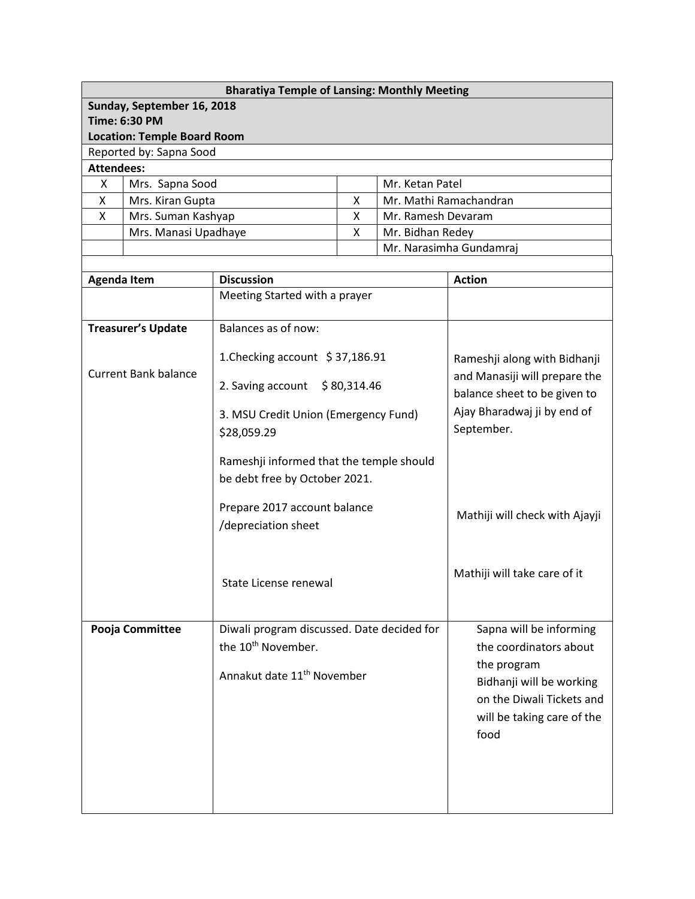| Bharatiya Temple of Lansing: Monthly Meeting | | | |
|---|---|---|---|
| **Sunday, September 16, 2018**<br>**Time: 6:30 PM**<br>**Location: Temple Board Room** | | | |
| Reported by: Sapna Sood | | | |
| **Attendees:** | | | |
| X | Mrs. Sapna Sood | | Mr. Ketan Patel |
| X | Mrs. Kiran Gupta | X | Mr. Mathi Ramachandran |
| X | Mrs. Suman Kashyap | X | Mr. Ramesh Devaram |
| | Mrs. Manasi Upadhaye | X | Mr. Bidhan Redey |
| | | | Mr. Narasimha Gundamraj |

| Agenda Item | Discussion | Action |
|---|---|---|
| | Meeting Started with a prayer | |
| **Treasurer's Update**<br><br>Current Bank balance | Balances as of now:<br><br>1.Checking account $ 37,186.91<br><br>2. Saving account $ 80,314.46<br><br>3. MSU Credit Union (Emergency Fund) $28,059.29<br><br>Rameshji informed that the temple should be debt free by October 2021.<br><br>Prepare 2017 account balance /depreciation sheet<br><br>State License renewal | Rameshji along with Bidhanji and Manasiji will prepare the balance sheet to be given to Ajay Bharadwaj ji by end of September.<br><br>Mathiji will check with Ajayji<br><br>Mathiji will take care of it |
| **Pooja Committee** | Diwali program discussed. Date decided for the 10th November.<br><br>Annakut date 11th November | Sapna will be informing the coordinators about the program<br>Bidhanji will be working on the Diwali Tickets and will be taking care of the food |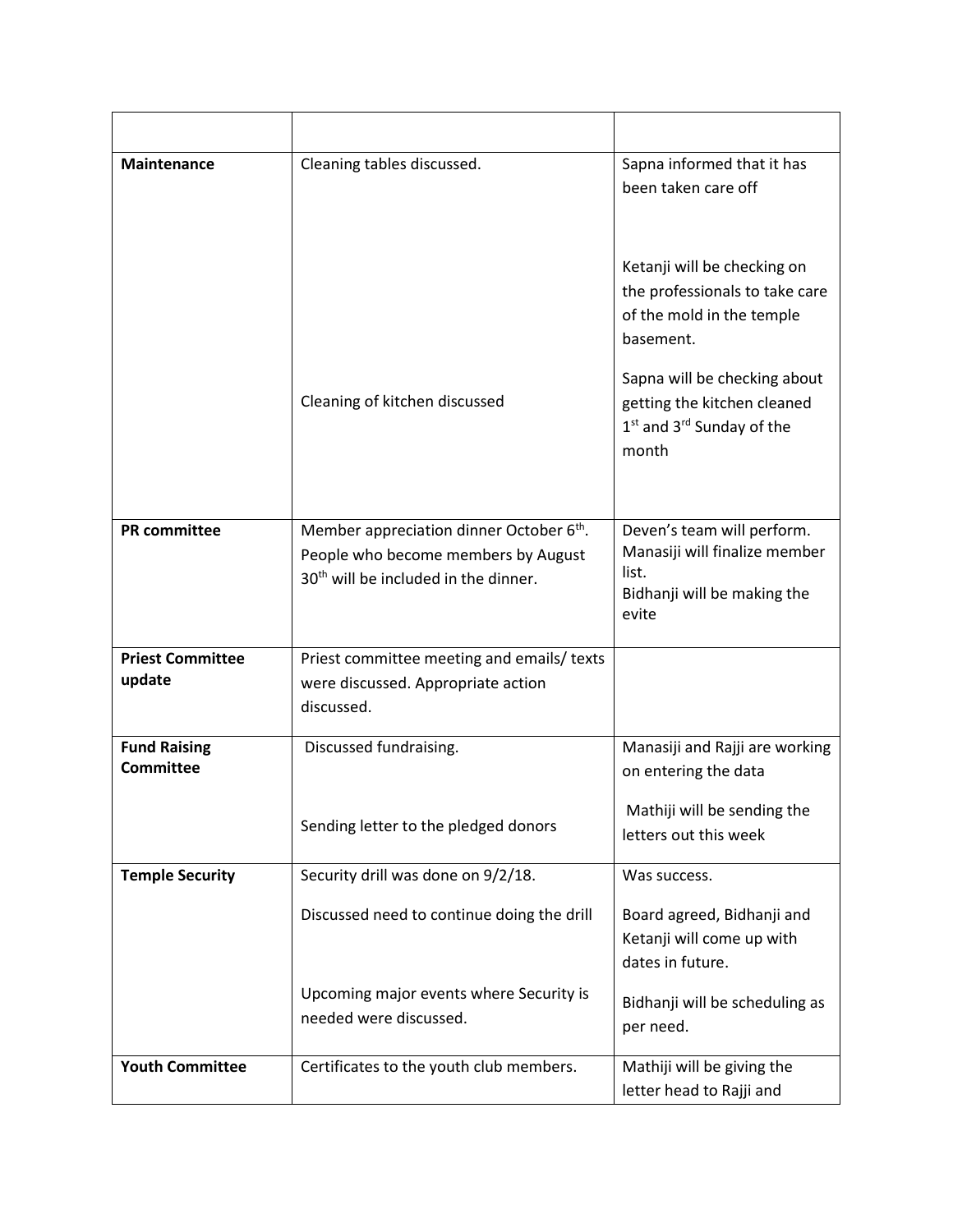| | | |
|---|---|---|
| **Maintenance** | Cleaning tables discussed.<br><br>Cleaning of kitchen discussed | Sapna informed that it has been taken care off<br><br>Ketanji will be checking on the professionals to take care of the mold in the temple basement.<br><br>Sapna will be checking about getting the kitchen cleaned 1st and 3rd Sunday of the month |
| **PR committee** | Member appreciation dinner October 6th. People who become members by August 30th will be included in the dinner. | Deven's team will perform.<br>Manasiji will finalize member list.<br>Bidhanji will be making the evite |
| **Priest Committee update** | Priest committee meeting and emails/ texts were discussed. Appropriate action discussed. | |
| **Fund Raising Committee** | Discussed fundraising.<br><br>Sending letter to the pledged donors | Manasiji and Rajji are working on entering the data<br><br>Mathiji will be sending the letters out this week |
| **Temple Security** | Security drill was done on 9/2/18.<br><br>Discussed need to continue doing the drill<br><br>Upcoming major events where Security is needed were discussed. | Was success.<br><br>Board agreed, Bidhanji and Ketanji will come up with dates in future.<br><br>Bidhanji will be scheduling as per need. |
| **Youth Committee** | Certificates to the youth club members. | Mathiji will be giving the letter head to Rajji and |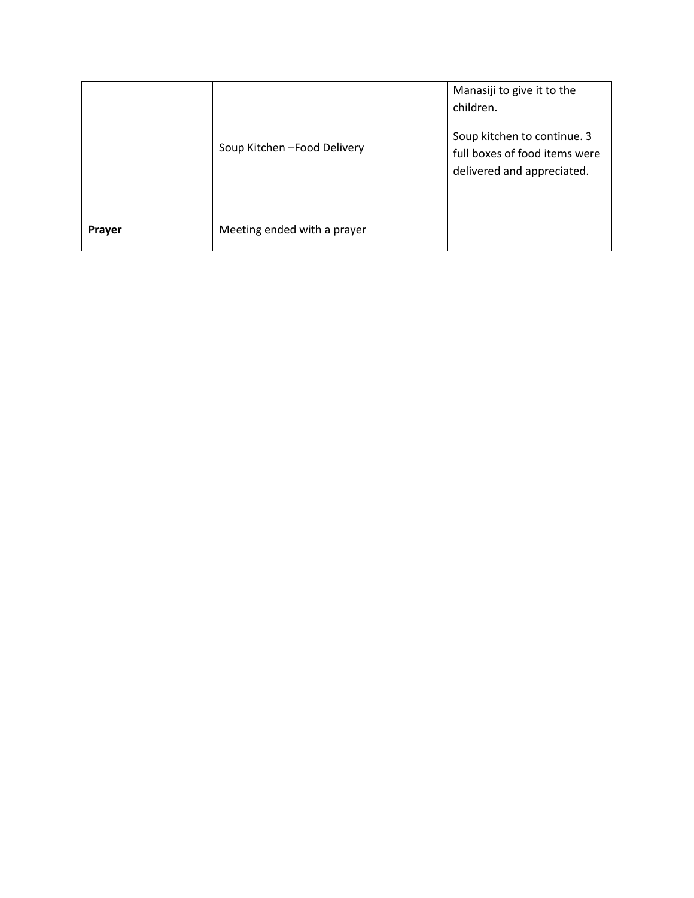| | | |
|---|---|---|
| | Soup Kitchen –Food Delivery | Manasiji to give it to the children.<br><br>Soup kitchen to continue. 3 full boxes of food items were delivered and appreciated. |
| **Prayer** | Meeting ended with a prayer | |